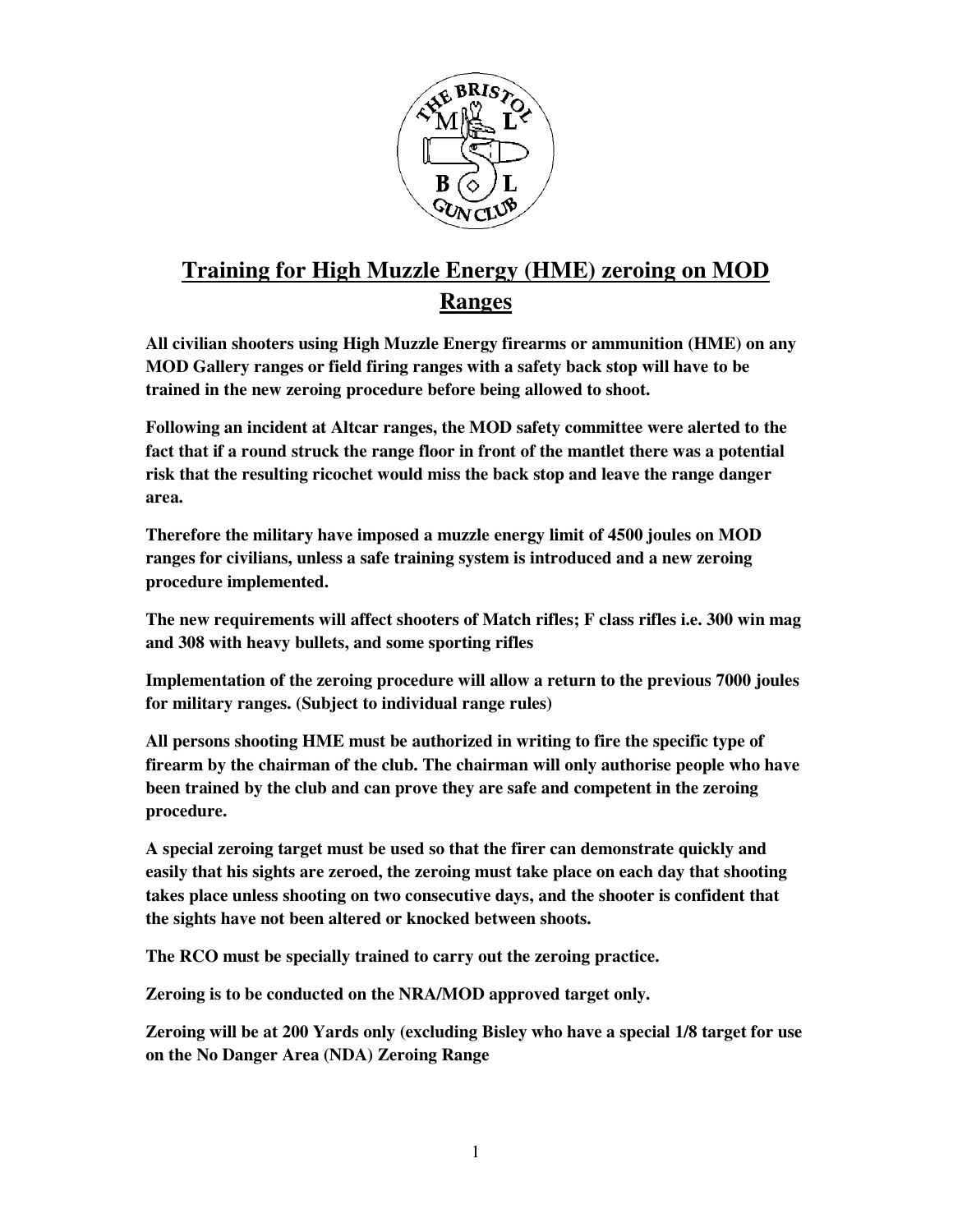# Training for High Muzzle Energy (HME) zeroing on MOD Ranges

**All civilian shooters using High Muzzle Energy firearms or ammunition (HME) on any MOD Gallery ranges or field firing ranges with a safety back stop will have to be trained in the new zeroing procedure before being allowed to shoot.**

**Following an incident at Altcar ranges, the MOD safety committee were alerted to the fact that if a round struck the range floor in front of the mantlet there was a potential risk that the resulting ricochet would miss the back stop and leave the range danger area.**

**Therefore the military have imposed a muzzle energy limit of 4500 joules on MOD ranges for civilians, unless a safe training system is introduced and a new zeroing procedure implemented.**

**The new requirements will affect shooters of Match rifles; F class rifles i.e. 300 win mag and 308 with heavy bullets, and some sporting rifles**

**Implementation of the zeroing procedure will allow a return to the previous 7000 joules for military ranges. (Subject to individual range rules)**

**All persons shooting HME must be authorized in writing to fire the specific type of firearm by the chairman of the club. The chairman will only authorise people who have been trained by the club and can prove they are safe and competent in the zeroing procedure.**

**A special zeroing target must be used so that the firer can demonstrate quickly and easily that his sights are zeroed, the zeroing must take place on each day that shooting takes place unless shooting on two consecutive days, and the shooter is confident that the sights have not been altered or knocked between shoots.**

**The RCO must be specially trained to carry out the zeroing practice.**

**Zeroing is to be conducted on the NRA/MOD approved target only.**

**Zeroing will be at 200 Yards only (excluding Bisley who have a special 1/8 target for use on the No Danger Area (NDA) Zeroing Range**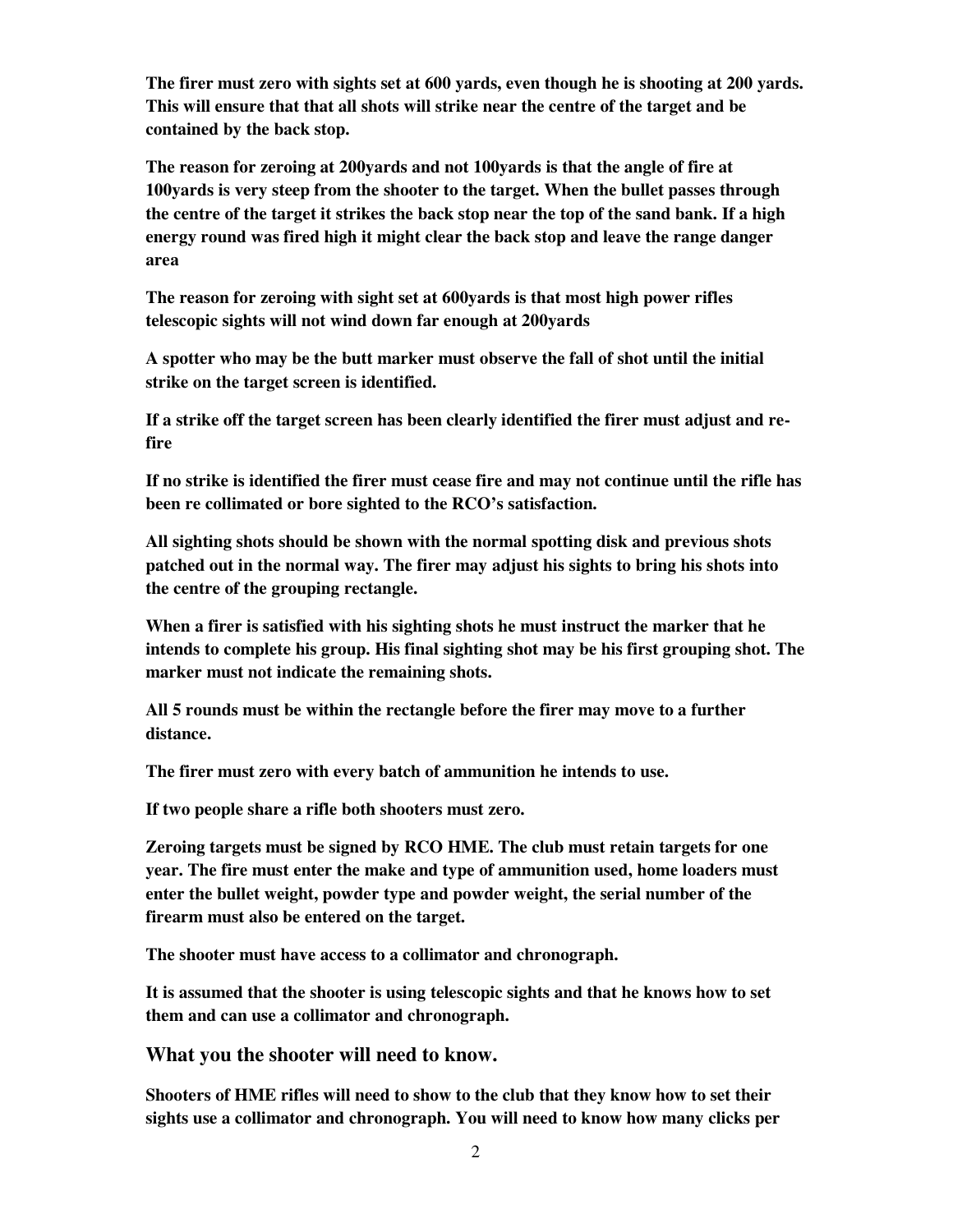**The firer must zero with sights set at 600 yards, even though he is shooting at 200 yards. This will ensure that that all shots will strike near the centre of the target and be contained by the back stop.**

**The reason for zeroing at 200yards and not 100yards is that the angle of fire at 100yards is very steep from the shooter to the target. When the bullet passes through the centre of the target it strikes the back stop near the top of the sand bank. If a high energy round was fired high it might clear the back stop and leave the range danger area**

**The reason for zeroing with sight set at 600yards is that most high power rifles telescopic sights will not wind down far enough at 200yards**

**A spotter who may be the butt marker must observe the fall of shot until the initial strike on the target screen is identified.**

**If a strike off the target screen has been clearly identified the firer must adjust and re-fire**

**If no strike is identified the firer must cease fire and may not continue until the rifle has been re collimated or bore sighted to the RCO's satisfaction.**

**All sighting shots should be shown with the normal spotting disk and previous shots patched out in the normal way. The firer may adjust his sights to bring his shots into the centre of the grouping rectangle.**

**When a firer is satisfied with his sighting shots he must instruct the marker that he intends to complete his group. His final sighting shot may be his first grouping shot. The marker must not indicate the remaining shots.**

**All 5 rounds must be within the rectangle before the firer may move to a further distance.**

**The firer must zero with every batch of ammunition he intends to use.**

**If two people share a rifle both shooters must zero.**

**Zeroing targets must be signed by RCO HME. The club must retain targets for one year. The fire must enter the make and type of ammunition used, home loaders must enter the bullet weight, powder type and powder weight, the serial number of the firearm must also be entered on the target.**

**The shooter must have access to a collimator and chronograph.**

**It is assumed that the shooter is using telescopic sights and that he knows how to set them and can use a collimator and chronograph.**

## What you the shooter will need to know.

**Shooters of HME rifles will need to show to the club that they know how to set their sights use a collimator and chronograph. You will need to know how many clicks per**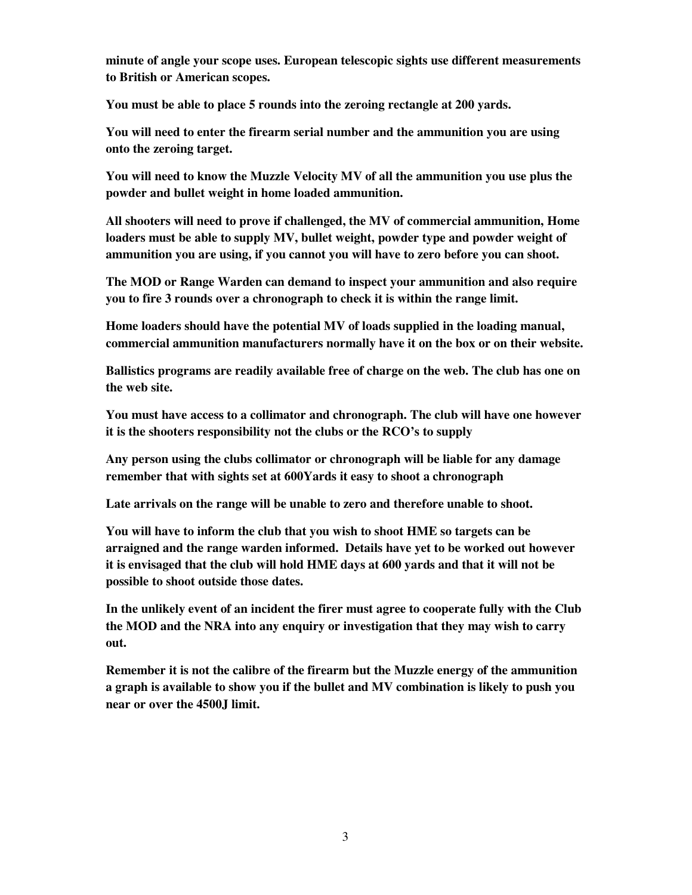**minute of angle your scope uses. European telescopic sights use different measurements to British or American scopes.**

**You must be able to place 5 rounds into the zeroing rectangle at 200 yards.**

**You will need to enter the firearm serial number and the ammunition you are using onto the zeroing target.**

**You will need to know the Muzzle Velocity MV of all the ammunition you use plus the powder and bullet weight in home loaded ammunition.**

**All shooters will need to prove if challenged, the MV of commercial ammunition, Home loaders must be able to supply MV, bullet weight, powder type and powder weight of ammunition you are using, if you cannot you will have to zero before you can shoot.**

**The MOD or Range Warden can demand to inspect your ammunition and also require you to fire 3 rounds over a chronograph to check it is within the range limit.**

**Home loaders should have the potential MV of loads supplied in the loading manual, commercial ammunition manufacturers normally have it on the box or on their website.**

**Ballistics programs are readily available free of charge on the web. The club has one on the web site.**

**You must have access to a collimator and chronograph. The club will have one however it is the shooters responsibility not the clubs or the RCO's to supply**

**Any person using the clubs collimator or chronograph will be liable for any damage remember that with sights set at 600Yards it easy to shoot a chronograph**

**Late arrivals on the range will be unable to zero and therefore unable to shoot.**

**You will have to inform the club that you wish to shoot HME so targets can be arraigned and the range warden informed. Details have yet to be worked out however it is envisaged that the club will hold HME days at 600 yards and that it will not be possible to shoot outside those dates.**

**In the unlikely event of an incident the firer must agree to cooperate fully with the Club the MOD and the NRA into any enquiry or investigation that they may wish to carry out.**

**Remember it is not the calibre of the firearm but the Muzzle energy of the ammunition a graph is available to show you if the bullet and MV combination is likely to push you near or over the 4500J limit.**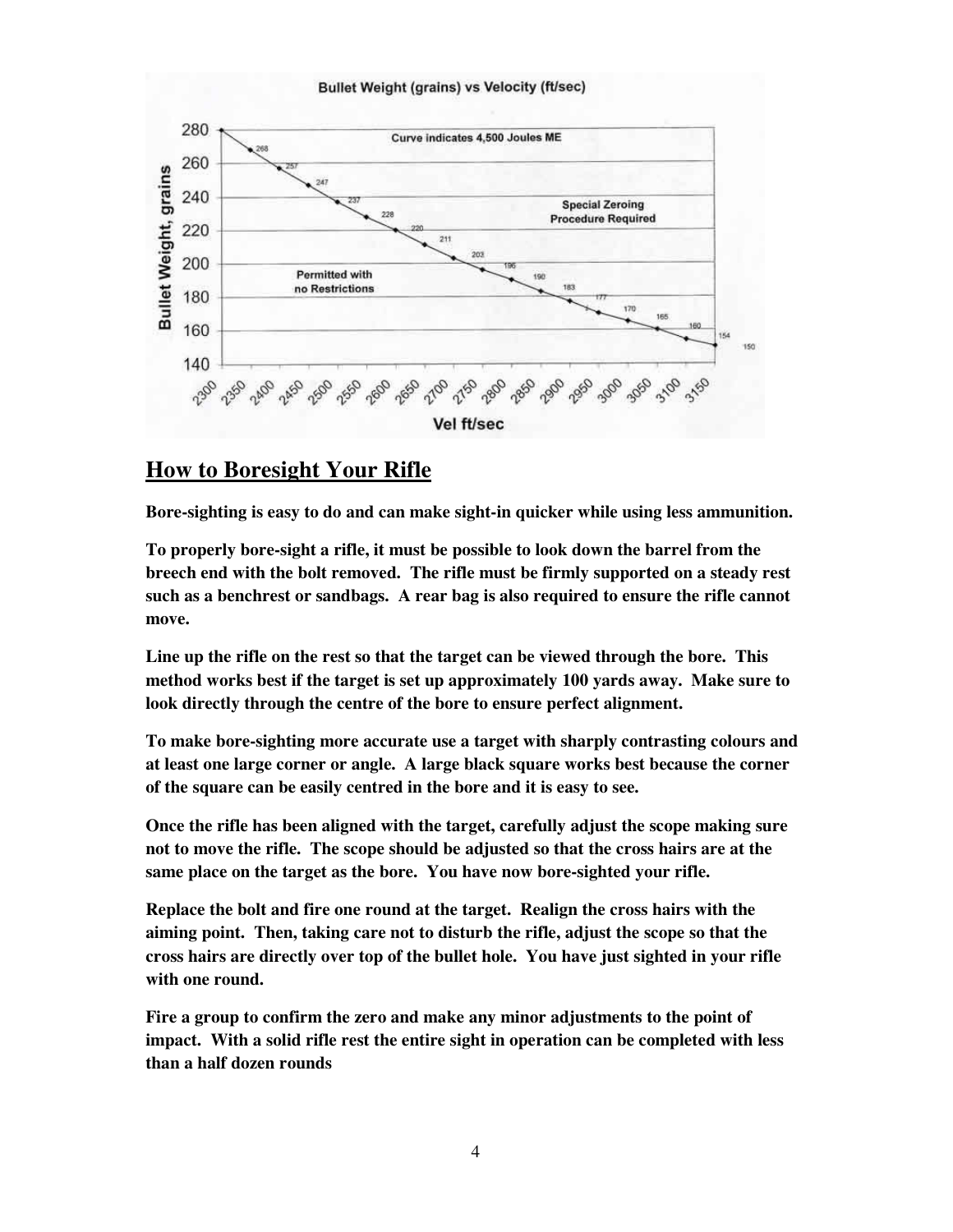**Bullet Weight (grains) vs Velocity (ft/sec)**

Curve indicates 4,500 Joules ME

Special Zeroing Procedure Required

Permitted with no Restrictions

Bullet Weight, grains

Vel ft/sec

## How to Boresight Your Rifle

**Bore-sighting is easy to do and can make sight-in quicker while using less ammunition.**

**To properly bore-sight a rifle, it must be possible to look down the barrel from the breech end with the bolt removed. The rifle must be firmly supported on a steady rest such as a benchrest or sandbags. A rear bag is also required to ensure the rifle cannot move.**

**Line up the rifle on the rest so that the target can be viewed through the bore. This method works best if the target is set up approximately 100 yards away. Make sure to look directly through the centre of the bore to ensure perfect alignment.**

**To make bore-sighting more accurate use a target with sharply contrasting colours and at least one large corner or angle. A large black square works best because the corner of the square can be easily centred in the bore and it is easy to see.**

**Once the rifle has been aligned with the target, carefully adjust the scope making sure not to move the rifle. The scope should be adjusted so that the cross hairs are at the same place on the target as the bore. You have now bore-sighted your rifle.**

**Replace the bolt and fire one round at the target. Realign the cross hairs with the aiming point. Then, taking care not to disturb the rifle, adjust the scope so that the cross hairs are directly over top of the bullet hole. You have just sighted in your rifle with one round.**

**Fire a group to confirm the zero and make any minor adjustments to the point of impact. With a solid rifle rest the entire sight in operation can be completed with less than a half dozen rounds**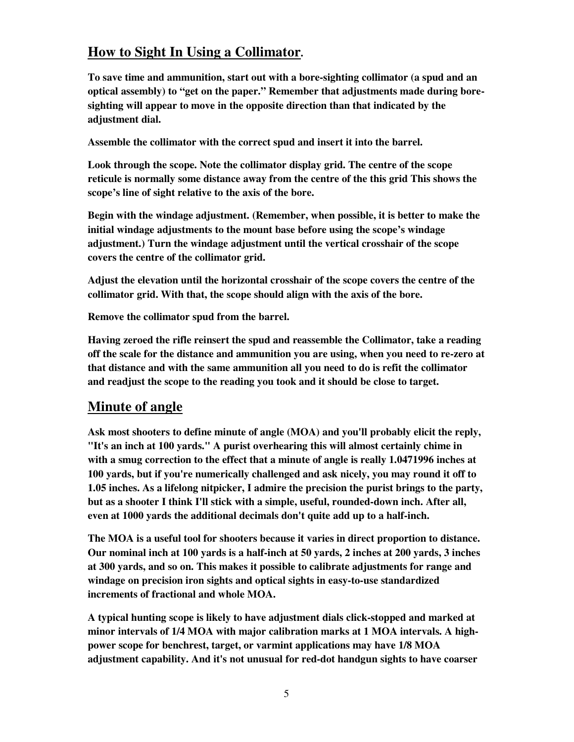## How to Sight In Using a Collimator.

**To save time and ammunition, start out with a bore-sighting collimator (a spud and an optical assembly) to "get on the paper." Remember that adjustments made during bore-sighting will appear to move in the opposite direction than that indicated by the adjustment dial.**

**Assemble the collimator with the correct spud and insert it into the barrel.**

**Look through the scope. Note the collimator display grid. The centre of the scope reticule is normally some distance away from the centre of the this grid This shows the scope's line of sight relative to the axis of the bore.**

**Begin with the windage adjustment. (Remember, when possible, it is better to make the initial windage adjustments to the mount base before using the scope's windage adjustment.) Turn the windage adjustment until the vertical crosshair of the scope covers the centre of the collimator grid.**

**Adjust the elevation until the horizontal crosshair of the scope covers the centre of the collimator grid. With that, the scope should align with the axis of the bore.**

**Remove the collimator spud from the barrel.**

**Having zeroed the rifle reinsert the spud and reassemble the Collimator, take a reading off the scale for the distance and ammunition you are using, when you need to re-zero at that distance and with the same ammunition all you need to do is refit the collimator and readjust the scope to the reading you took and it should be close to target.**

## Minute of angle

**Ask most shooters to define minute of angle (MOA) and you'll probably elicit the reply, "It's an inch at 100 yards." A purist overhearing this will almost certainly chime in with a smug correction to the effect that a minute of angle is really 1.0471996 inches at 100 yards, but if you're numerically challenged and ask nicely, you may round it off to 1.05 inches. As a lifelong nitpicker, I admire the precision the purist brings to the party, but as a shooter I think I'll stick with a simple, useful, rounded-down inch. After all, even at 1000 yards the additional decimals don't quite add up to a half-inch.**

**The MOA is a useful tool for shooters because it varies in direct proportion to distance. Our nominal inch at 100 yards is a half-inch at 50 yards, 2 inches at 200 yards, 3 inches at 300 yards, and so on. This makes it possible to calibrate adjustments for range and windage on precision iron sights and optical sights in easy-to-use standardized increments of fractional and whole MOA.**

**A typical hunting scope is likely to have adjustment dials click-stopped and marked at minor intervals of 1/4 MOA with major calibration marks at 1 MOA intervals. A high-power scope for benchrest, target, or varmint applications may have 1/8 MOA adjustment capability. And it's not unusual for red-dot handgun sights to have coarser**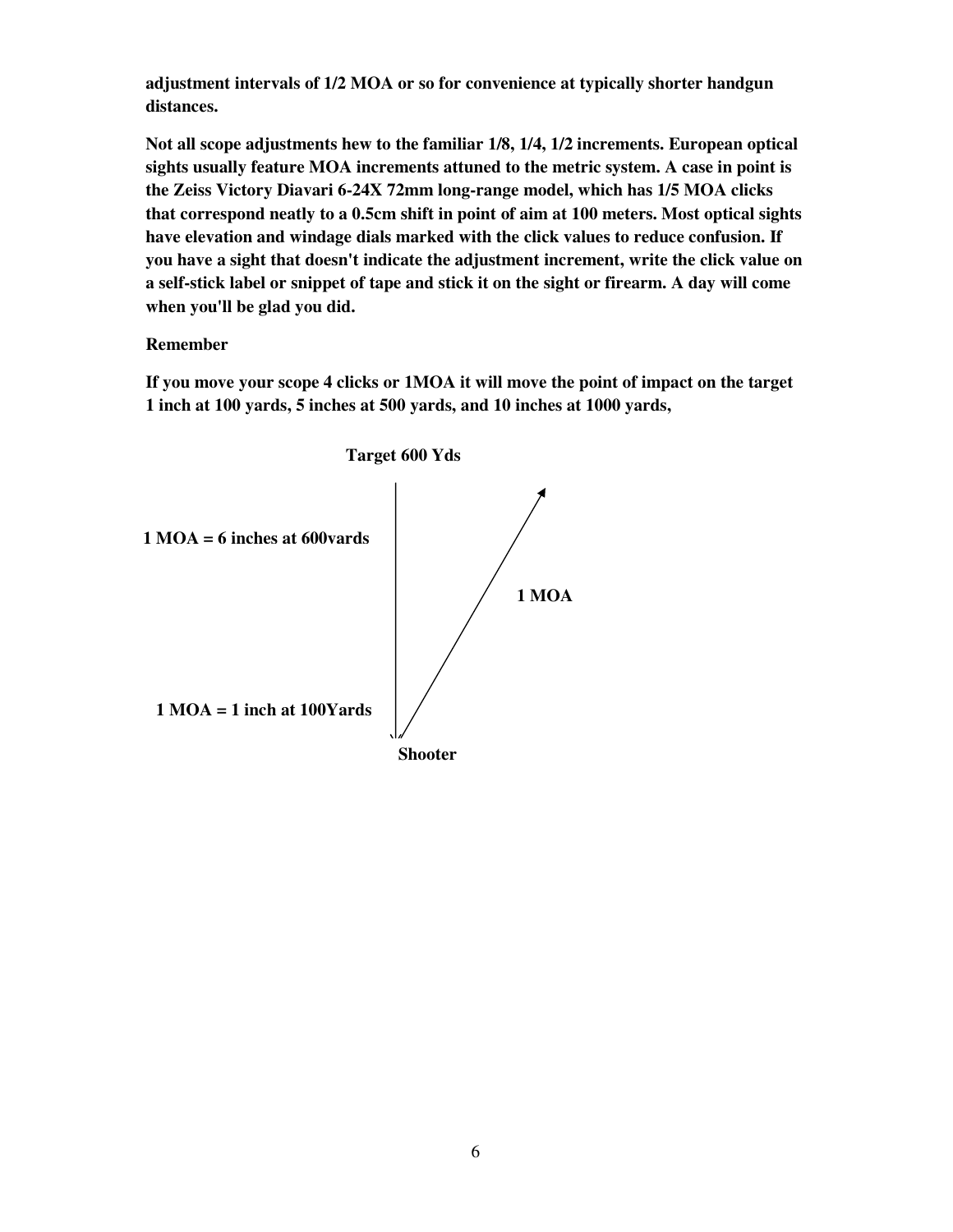**adjustment intervals of 1/2 MOA or so for convenience at typically shorter handgun distances.**

**Not all scope adjustments hew to the familiar 1/8, 1/4, 1/2 increments. European optical sights usually feature MOA increments attuned to the metric system. A case in point is the Zeiss Victory Diavari 6-24X 72mm long-range model, which has 1/5 MOA clicks that correspond neatly to a 0.5cm shift in point of aim at 100 meters. Most optical sights have elevation and windage dials marked with the click values to reduce confusion. If you have a sight that doesn't indicate the adjustment increment, write the click value on a self-stick label or snippet of tape and stick it on the sight or firearm. A day will come when you'll be glad you did.**

**Remember**

**If you move your scope 4 clicks or 1MOA it will move the point of impact on the target 1 inch at 100 yards, 5 inches at 500 yards, and 10 inches at 1000 yards,**

**Target 600 Yds**

**1 MOA = 6 inches at 600vards**

**1 MOA**

**1 MOA = 1 inch at 100Yards**

**Shooter**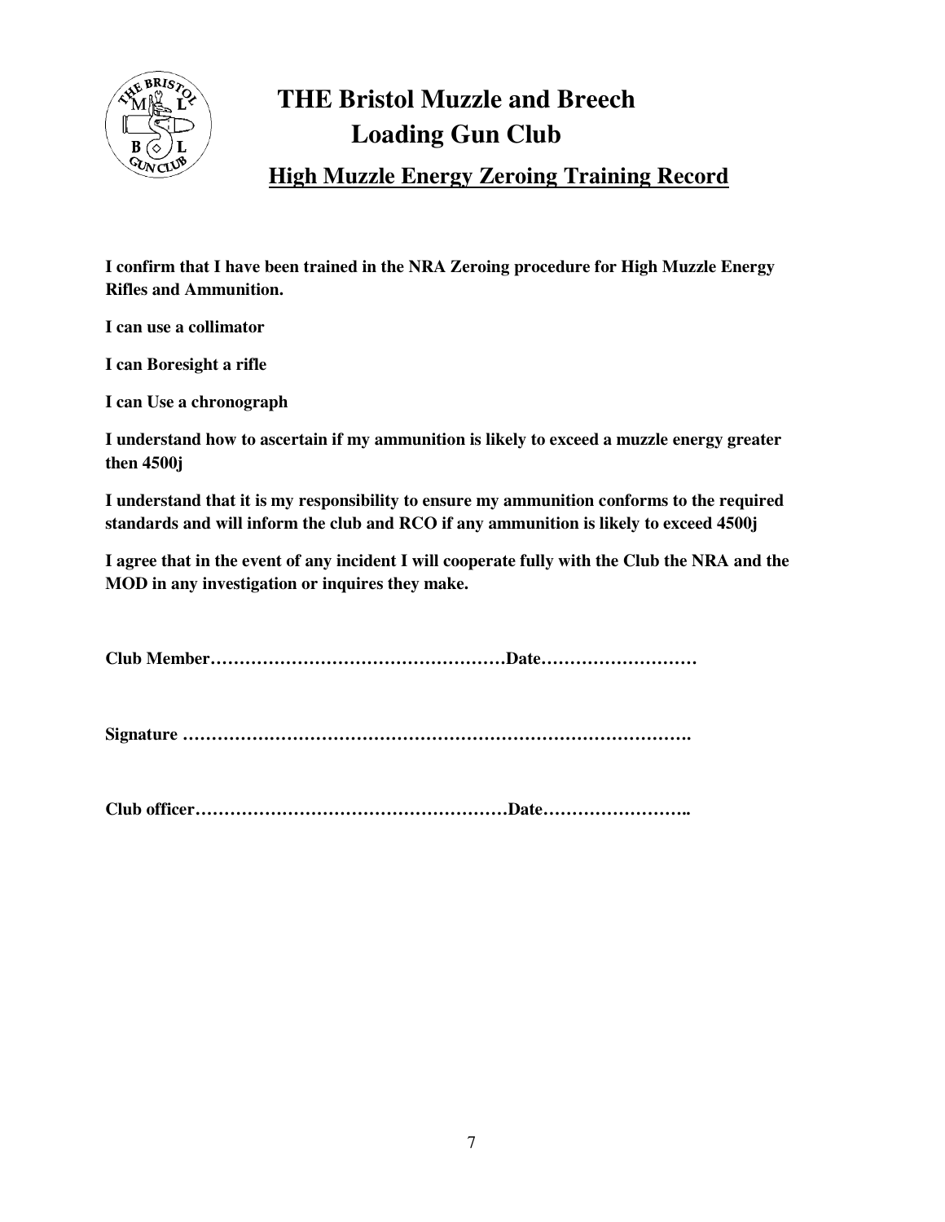# THE Bristol Muzzle and Breech Loading Gun Club

## High Muzzle Energy Zeroing Training Record

**I confirm that I have been trained in the NRA Zeroing procedure for High Muzzle Energy Rifles and Ammunition.**

**I can use a collimator**

**I can Boresight a rifle**

**I can Use a chronograph**

**I understand how to ascertain if my ammunition is likely to exceed a muzzle energy greater then 4500j**

**I understand that it is my responsibility to ensure my ammunition conforms to the required standards and will inform the club and RCO if any ammunition is likely to exceed 4500j**

**I agree that in the event of any incident I will cooperate fully with the Club the NRA and the MOD in any investigation or inquires they make.**

**Club Member……………………………………………Date………………………**

**Signature ………………………………………………………………………….**

**Club officer………………………………………………Date……………………..**